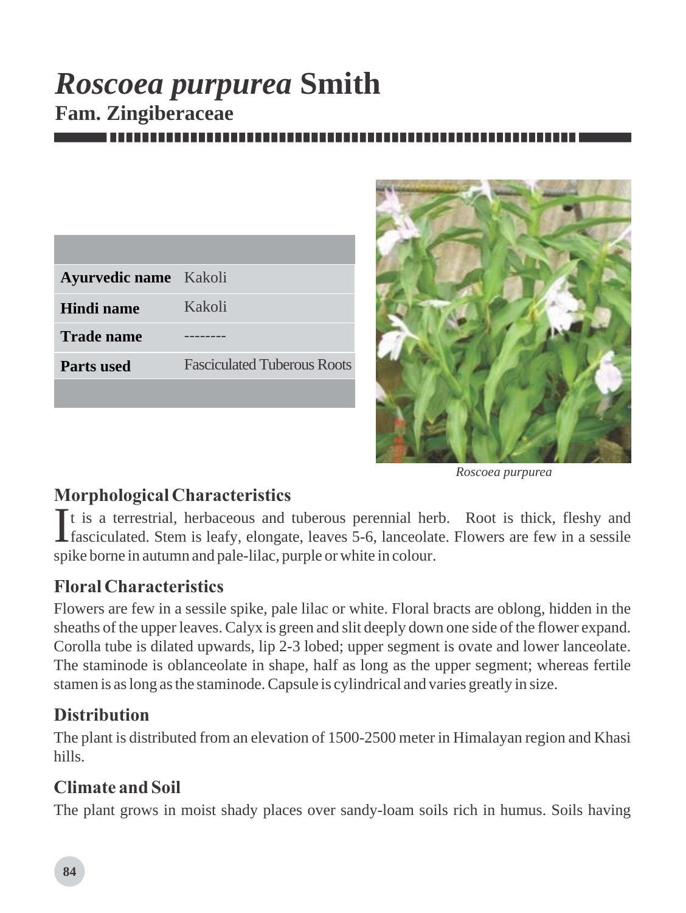# *Roscoea purpurea* Smith

## Fam. Zingiberaceae

| | |
|---|---|
| **Ayurvedic name** | Kakoli |
| **Hindi name** | Kakoli |
| **Trade name** | -------- |
| **Parts used** | Fasciculated Tuberous Roots |

*Roscoea purpurea*

### Morphological Characteristics

It is a terrestrial, herbaceous and tuberous perennial herb. Root is thick, fleshy and fasciculated. Stem is leafy, elongate, leaves 5-6, lanceolate. Flowers are few in a sessile spike borne in autumn and pale-lilac, purple or white in colour.

### Floral Characteristics

Flowers are few in a sessile spike, pale lilac or white. Floral bracts are oblong, hidden in the sheaths of the upper leaves. Calyx is green and slit deeply down one side of the flower expand. Corolla tube is dilated upwards, lip 2-3 lobed; upper segment is ovate and lower lanceolate. The staminode is oblanceolate in shape, half as long as the upper segment; whereas fertile stamen is as long as the staminode. Capsule is cylindrical and varies greatly in size.

### Distribution

The plant is distributed from an elevation of 1500-2500 meter in Himalayan region and Khasi hills.

### Climate and Soil

The plant grows in moist shady places over sandy-loam soils rich in humus. Soils having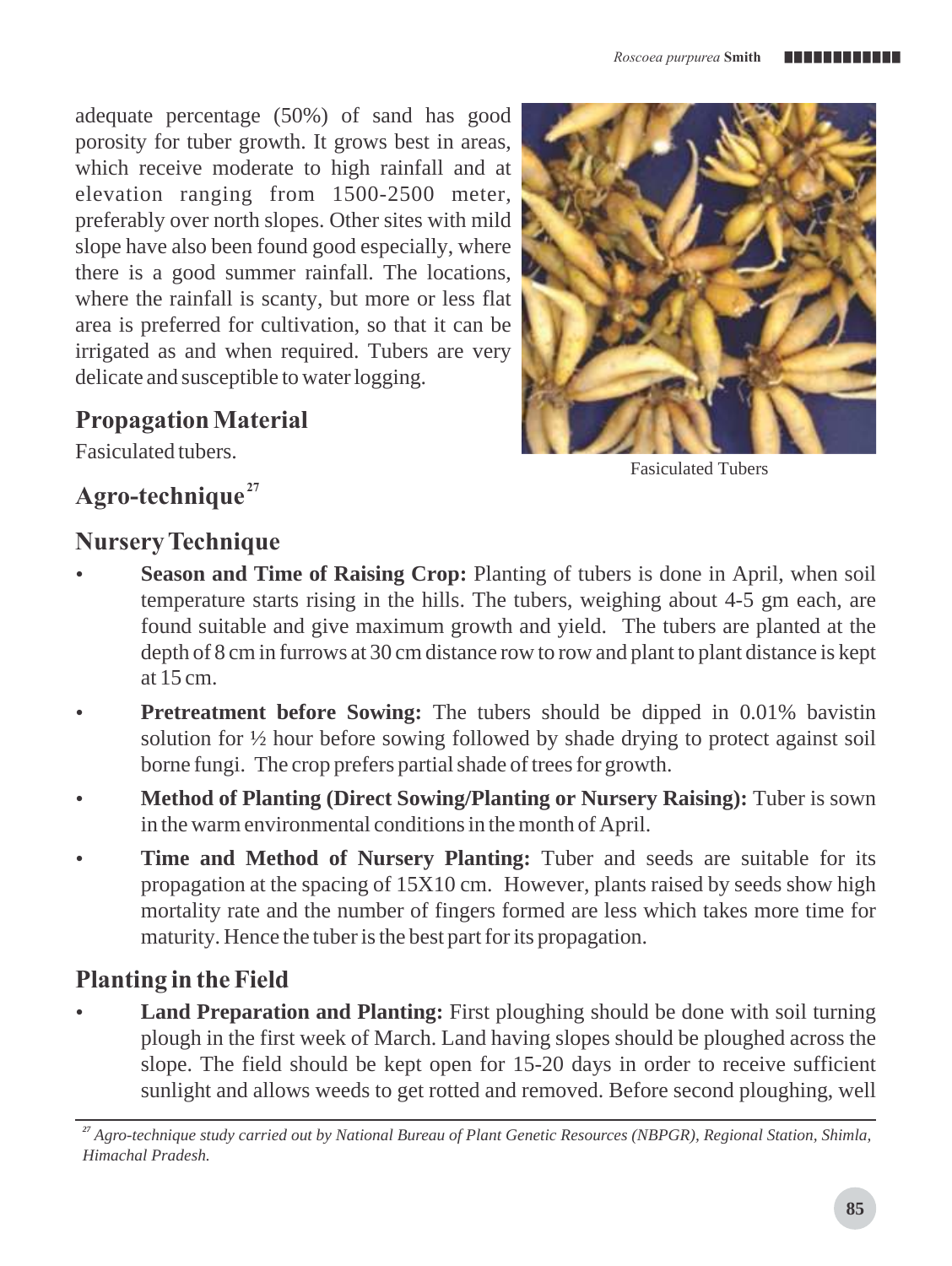adequate percentage (50%) of sand has good porosity for tuber growth. It grows best in areas, which receive moderate to high rainfall and at elevation ranging from 1500-2500 meter, preferably over north slopes. Other sites with mild slope have also been found good especially, where there is a good summer rainfall. The locations, where the rainfall is scanty, but more or less flat area is preferred for cultivation, so that it can be irrigated as and when required. Tubers are very delicate and susceptible to water logging.

Fasiculated Tubers

## Propagation Material

Fasiculated tubers.

## Agro-technique[27]

## Nursery Technique

- **Season and Time of Raising Crop:** Planting of tubers is done in April, when soil temperature starts rising in the hills. The tubers, weighing about 4-5 gm each, are found suitable and give maximum growth and yield. The tubers are planted at the depth of 8 cm in furrows at 30 cm distance row to row and plant to plant distance is kept at 15 cm.
- **Pretreatment before Sowing:** The tubers should be dipped in 0.01% bavistin solution for ½ hour before sowing followed by shade drying to protect against soil borne fungi. The crop prefers partial shade of trees for growth.
- **Method of Planting (Direct Sowing/Planting or Nursery Raising):** Tuber is sown in the warm environmental conditions in the month of April.
- **Time and Method of Nursery Planting:** Tuber and seeds are suitable for its propagation at the spacing of 15X10 cm. However, plants raised by seeds show high mortality rate and the number of fingers formed are less which takes more time for maturity. Hence the tuber is the best part for its propagation.

## Planting in the Field

- **Land Preparation and Planting:** First ploughing should be done with soil turning plough in the first week of March. Land having slopes should be ploughed across the slope. The field should be kept open for 15-20 days in order to receive sufficient sunlight and allows weeds to get rotted and removed. Before second ploughing, well

---

[27] *Agro-technique study carried out by National Bureau of Plant Genetic Resources (NBPGR), Regional Station, Shimla, Himachal Pradesh.*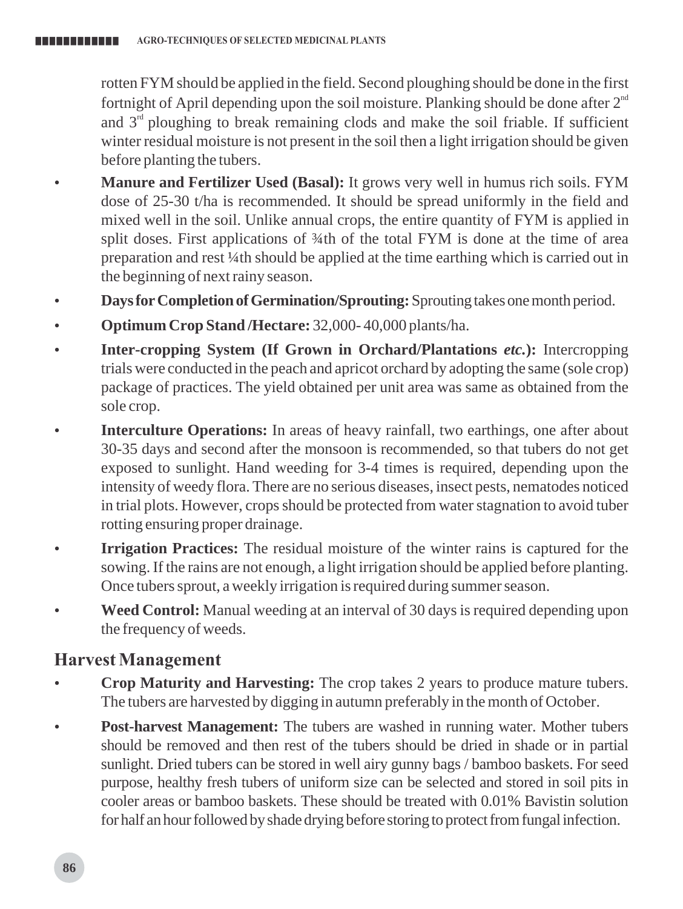rotten FYM should be applied in the field. Second ploughing should be done in the first fortnight of April depending upon the soil moisture. Planking should be done after 2nd and 3rd ploughing to break remaining clods and make the soil friable. If sufficient winter residual moisture is not present in the soil then a light irrigation should be given before planting the tubers.

- **Manure and Fertilizer Used (Basal):** It grows very well in humus rich soils. FYM dose of 25-30 t/ha is recommended. It should be spread uniformly in the field and mixed well in the soil. Unlike annual crops, the entire quantity of FYM is applied in split doses. First applications of ¾th of the total FYM is done at the time of area preparation and rest ¼th should be applied at the time earthing which is carried out in the beginning of next rainy season.
- **Days for Completion of Germination/Sprouting:** Sprouting takes one month period.
- **Optimum Crop Stand /Hectare:** 32,000- 40,000 plants/ha.
- **Inter-cropping System (If Grown in Orchard/Plantations *etc.*):** Intercropping trials were conducted in the peach and apricot orchard by adopting the same (sole crop) package of practices. The yield obtained per unit area was same as obtained from the sole crop.
- **Interculture Operations:** In areas of heavy rainfall, two earthings, one after about 30-35 days and second after the monsoon is recommended, so that tubers do not get exposed to sunlight. Hand weeding for 3-4 times is required, depending upon the intensity of weedy flora. There are no serious diseases, insect pests, nematodes noticed in trial plots. However, crops should be protected from water stagnation to avoid tuber rotting ensuring proper drainage.
- **Irrigation Practices:** The residual moisture of the winter rains is captured for the sowing. If the rains are not enough, a light irrigation should be applied before planting. Once tubers sprout, a weekly irrigation is required during summer season.
- **Weed Control:** Manual weeding at an interval of 30 days is required depending upon the frequency of weeds.

## Harvest Management

- **Crop Maturity and Harvesting:** The crop takes 2 years to produce mature tubers. The tubers are harvested by digging in autumn preferably in the month of October.
- **Post-harvest Management:** The tubers are washed in running water. Mother tubers should be removed and then rest of the tubers should be dried in shade or in partial sunlight. Dried tubers can be stored in well airy gunny bags / bamboo baskets. For seed purpose, healthy fresh tubers of uniform size can be selected and stored in soil pits in cooler areas or bamboo baskets. These should be treated with 0.01% Bavistin solution for half an hour followed by shade drying before storing to protect from fungal infection.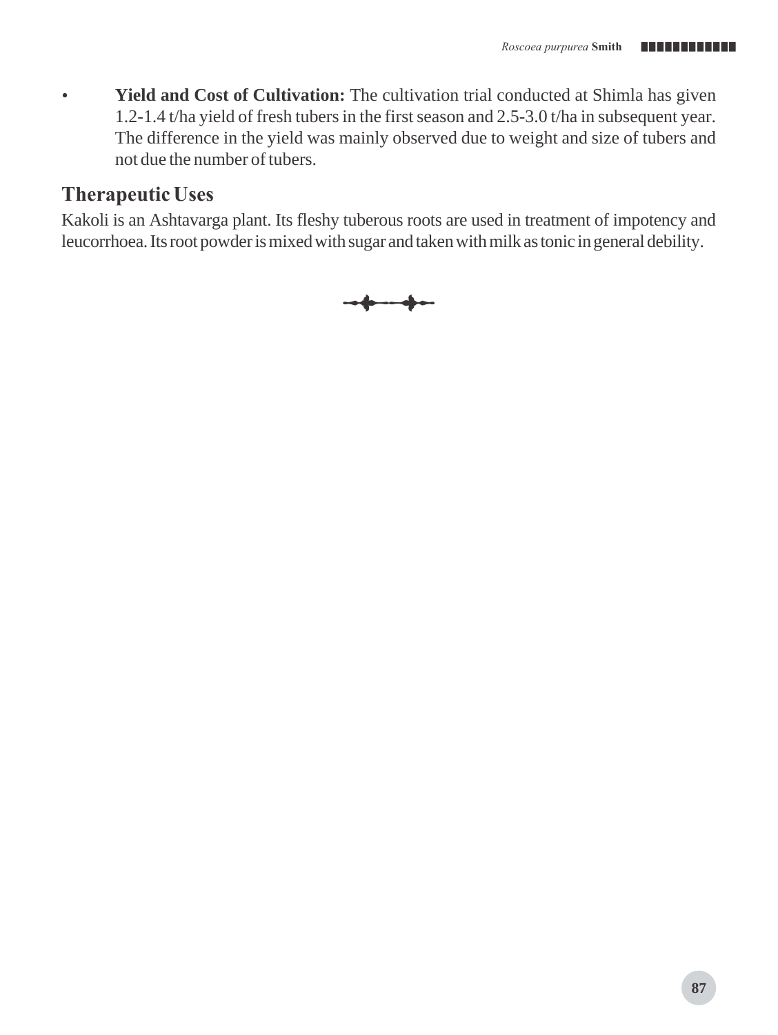- **Yield and Cost of Cultivation:** The cultivation trial conducted at Shimla has given 1.2-1.4 t/ha yield of fresh tubers in the first season and 2.5-3.0 t/ha in subsequent year. The difference in the yield was mainly observed due to weight and size of tubers and not due the number of tubers.

## Therapeutic Uses

Kakoli is an Ashtavarga plant. Its fleshy tuberous roots are used in treatment of impotency and leucorrhoea. Its root powder is mixed with sugar and taken with milk as tonic in general debility.